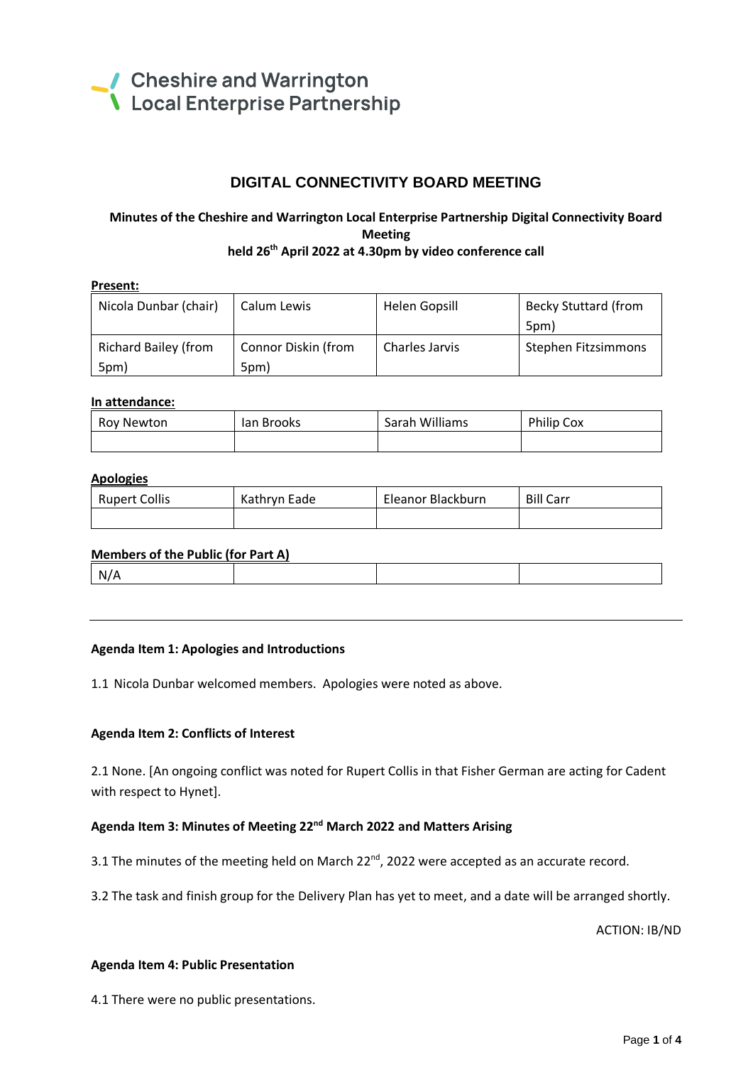Cheshire and Warrington
Local Enterprise Partnership

# DIGITAL CONNECTIVITY BOARD MEETING

**Minutes of the Cheshire and Warrington Local Enterprise Partnership Digital Connectivity Board Meeting held 26th April 2022 at 4.30pm by video conference call**

**Present:**

| | | | |
|---|---|---|---|
| Nicola Dunbar (chair) | Calum Lewis | Helen Gopsill | Becky Stuttard (from 5pm) |
| Richard Bailey (from 5pm) | Connor Diskin (from 5pm) | Charles Jarvis | Stephen Fitzsimmons |

**In attendance:**

| | | | |
|---|---|---|---|
| Roy Newton | Ian Brooks | Sarah Williams | Philip Cox |
| | | | |

**Apologies**

| | | | |
|---|---|---|---|
| Rupert Collis | Kathryn Eade | Eleanor Blackburn | Bill Carr |
| | | | |

**Members of the Public (for Part A)**

| | | | |
|---|---|---|---|
| N/A | | | |

---

**Agenda Item 1: Apologies and Introductions**

1.1 Nicola Dunbar welcomed members. Apologies were noted as above.

**Agenda Item 2: Conflicts of Interest**

2.1 None. [An ongoing conflict was noted for Rupert Collis in that Fisher German are acting for Cadent with respect to Hynet].

**Agenda Item 3: Minutes of Meeting 22nd March 2022 and Matters Arising**

3.1 The minutes of the meeting held on March 22nd, 2022 were accepted as an accurate record.

3.2 The task and finish group for the Delivery Plan has yet to meet, and a date will be arranged shortly.

ACTION: IB/ND

**Agenda Item 4: Public Presentation**

4.1 There were no public presentations.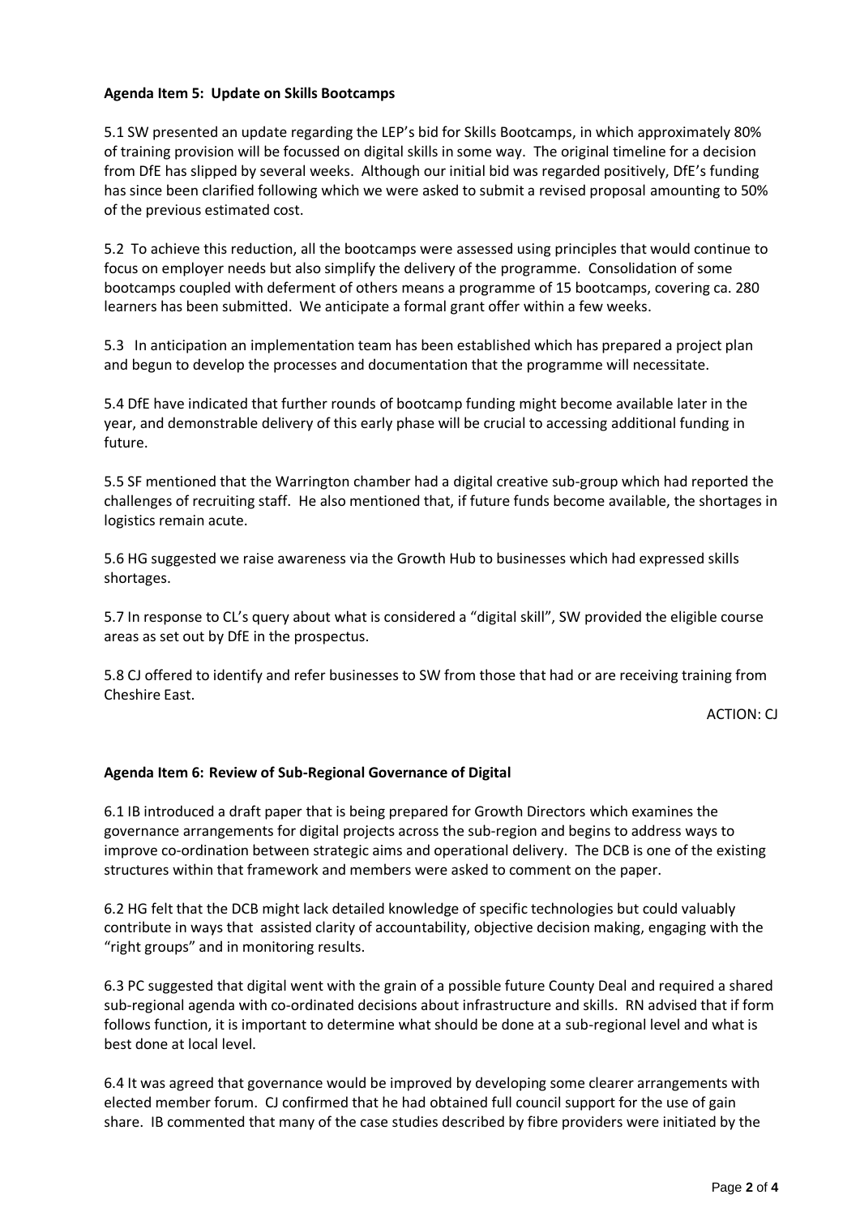**Agenda Item 5: Update on Skills Bootcamps**

5.1 SW presented an update regarding the LEP's bid for Skills Bootcamps, in which approximately 80% of training provision will be focussed on digital skills in some way. The original timeline for a decision from DfE has slipped by several weeks. Although our initial bid was regarded positively, DfE's funding has since been clarified following which we were asked to submit a revised proposal amounting to 50% of the previous estimated cost.

5.2 To achieve this reduction, all the bootcamps were assessed using principles that would continue to focus on employer needs but also simplify the delivery of the programme. Consolidation of some bootcamps coupled with deferment of others means a programme of 15 bootcamps, covering ca. 280 learners has been submitted. We anticipate a formal grant offer within a few weeks.

5.3 In anticipation an implementation team has been established which has prepared a project plan and begun to develop the processes and documentation that the programme will necessitate.

5.4 DfE have indicated that further rounds of bootcamp funding might become available later in the year, and demonstrable delivery of this early phase will be crucial to accessing additional funding in future.

5.5 SF mentioned that the Warrington chamber had a digital creative sub-group which had reported the challenges of recruiting staff. He also mentioned that, if future funds become available, the shortages in logistics remain acute.

5.6 HG suggested we raise awareness via the Growth Hub to businesses which had expressed skills shortages.

5.7 In response to CL's query about what is considered a "digital skill", SW provided the eligible course areas as set out by DfE in the prospectus.

5.8 CJ offered to identify and refer businesses to SW from those that had or are receiving training from Cheshire East.

ACTION: CJ

**Agenda Item 6: Review of Sub-Regional Governance of Digital**

6.1 IB introduced a draft paper that is being prepared for Growth Directors which examines the governance arrangements for digital projects across the sub-region and begins to address ways to improve co-ordination between strategic aims and operational delivery. The DCB is one of the existing structures within that framework and members were asked to comment on the paper.

6.2 HG felt that the DCB might lack detailed knowledge of specific technologies but could valuably contribute in ways that assisted clarity of accountability, objective decision making, engaging with the "right groups" and in monitoring results.

6.3 PC suggested that digital went with the grain of a possible future County Deal and required a shared sub-regional agenda with co-ordinated decisions about infrastructure and skills. RN advised that if form follows function, it is important to determine what should be done at a sub-regional level and what is best done at local level.

6.4 It was agreed that governance would be improved by developing some clearer arrangements with elected member forum. CJ confirmed that he had obtained full council support for the use of gain share. IB commented that many of the case studies described by fibre providers were initiated by the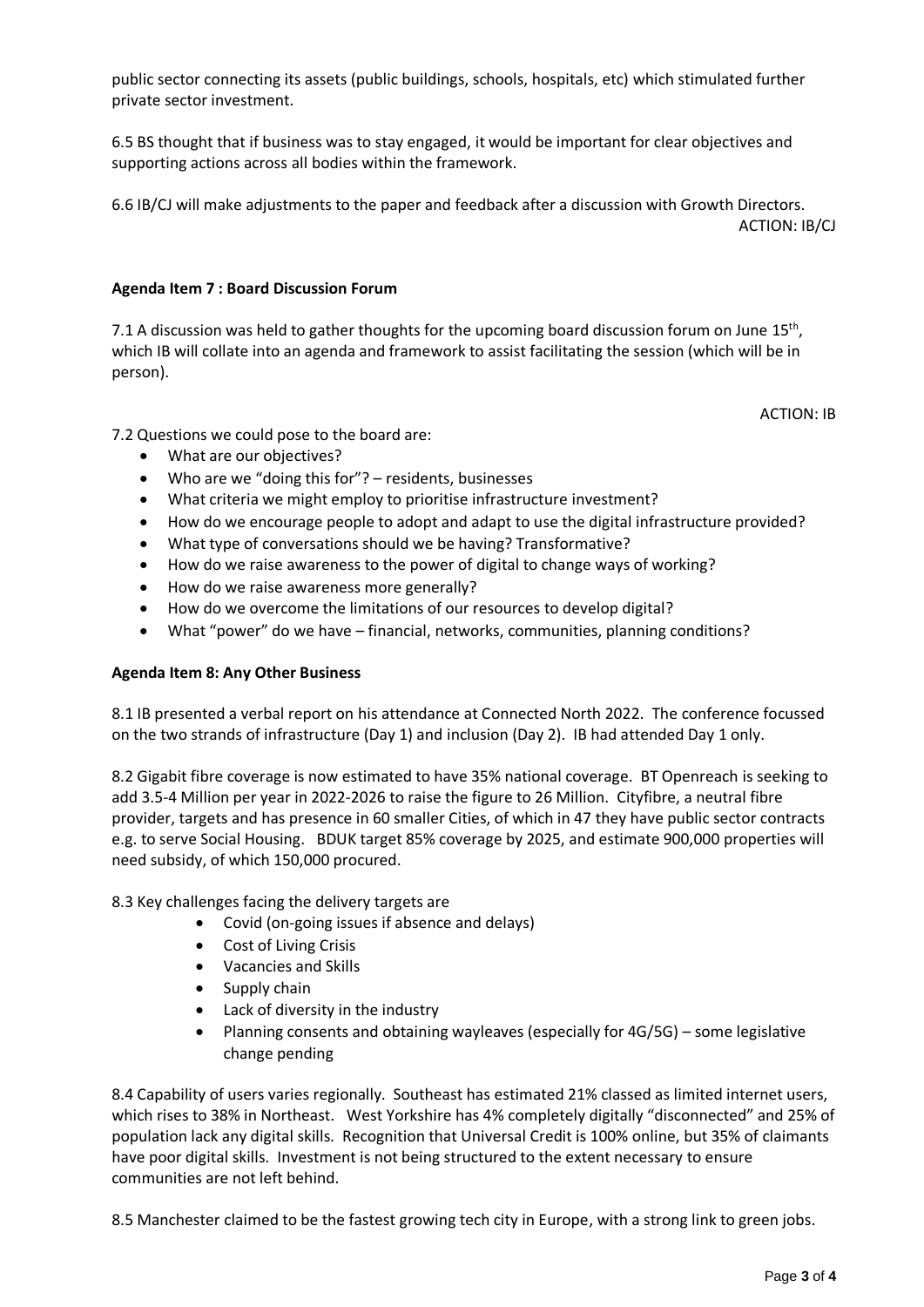public sector connecting its assets (public buildings, schools, hospitals, etc) which stimulated further private sector investment.

6.5 BS thought that if business was to stay engaged, it would be important for clear objectives and supporting actions across all bodies within the framework.

6.6 IB/CJ will make adjustments to the paper and feedback after a discussion with Growth Directors.
ACTION: IB/CJ

**Agenda Item 7 : Board Discussion Forum**

7.1 A discussion was held to gather thoughts for the upcoming board discussion forum on June 15th, which IB will collate into an agenda and framework to assist facilitating the session (which will be in person).

ACTION: IB

7.2 Questions we could pose to the board are:

- What are our objectives?
- Who are we "doing this for"? – residents, businesses
- What criteria we might employ to prioritise infrastructure investment?
- How do we encourage people to adopt and adapt to use the digital infrastructure provided?
- What type of conversations should we be having? Transformative?
- How do we raise awareness to the power of digital to change ways of working?
- How do we raise awareness more generally?
- How do we overcome the limitations of our resources to develop digital?
- What "power" do we have – financial, networks, communities, planning conditions?

**Agenda Item 8: Any Other Business**

8.1 IB presented a verbal report on his attendance at Connected North 2022. The conference focussed on the two strands of infrastructure (Day 1) and inclusion (Day 2). IB had attended Day 1 only.

8.2 Gigabit fibre coverage is now estimated to have 35% national coverage. BT Openreach is seeking to add 3.5-4 Million per year in 2022-2026 to raise the figure to 26 Million. Cityfibre, a neutral fibre provider, targets and has presence in 60 smaller Cities, of which in 47 they have public sector contracts e.g. to serve Social Housing. BDUK target 85% coverage by 2025, and estimate 900,000 properties will need subsidy, of which 150,000 procured.

8.3 Key challenges facing the delivery targets are

- Covid (on-going issues if absence and delays)
- Cost of Living Crisis
- Vacancies and Skills
- Supply chain
- Lack of diversity in the industry
- Planning consents and obtaining wayleaves (especially for 4G/5G) – some legislative change pending

8.4 Capability of users varies regionally. Southeast has estimated 21% classed as limited internet users, which rises to 38% in Northeast. West Yorkshire has 4% completely digitally "disconnected" and 25% of population lack any digital skills. Recognition that Universal Credit is 100% online, but 35% of claimants have poor digital skills. Investment is not being structured to the extent necessary to ensure communities are not left behind.

8.5 Manchester claimed to be the fastest growing tech city in Europe, with a strong link to green jobs.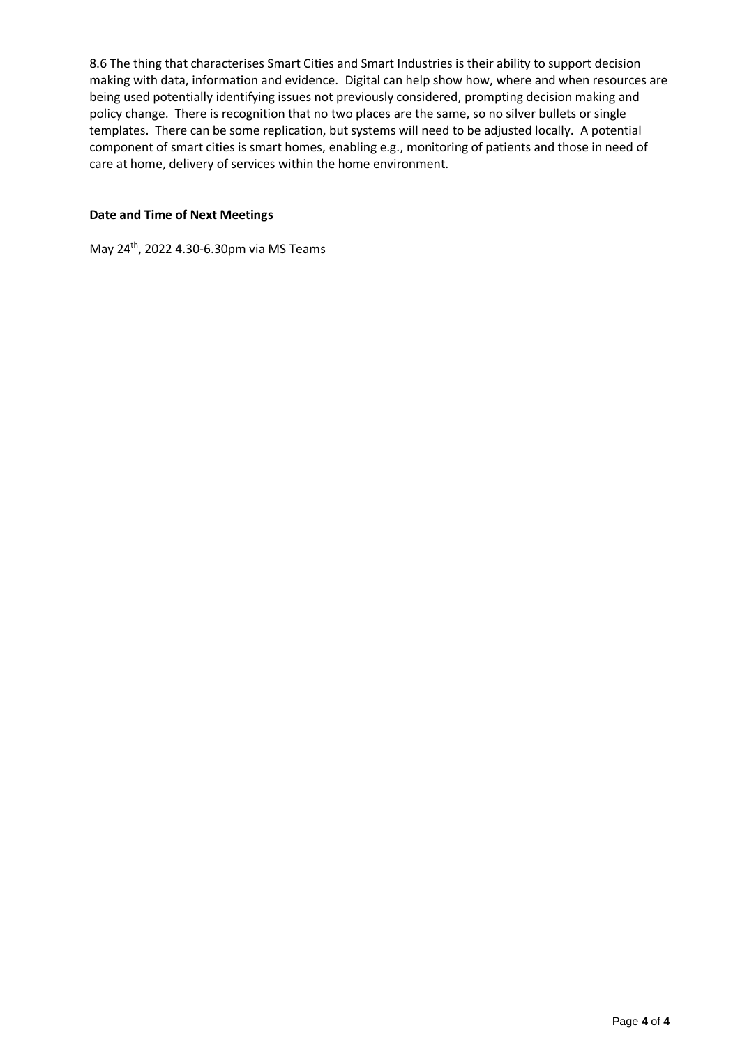8.6 The thing that characterises Smart Cities and Smart Industries is their ability to support decision making with data, information and evidence. Digital can help show how, where and when resources are being used potentially identifying issues not previously considered, prompting decision making and policy change. There is recognition that no two places are the same, so no silver bullets or single templates. There can be some replication, but systems will need to be adjusted locally. A potential component of smart cities is smart homes, enabling e.g., monitoring of patients and those in need of care at home, delivery of services within the home environment.

**Date and Time of Next Meetings**

May 24th, 2022 4.30-6.30pm via MS Teams